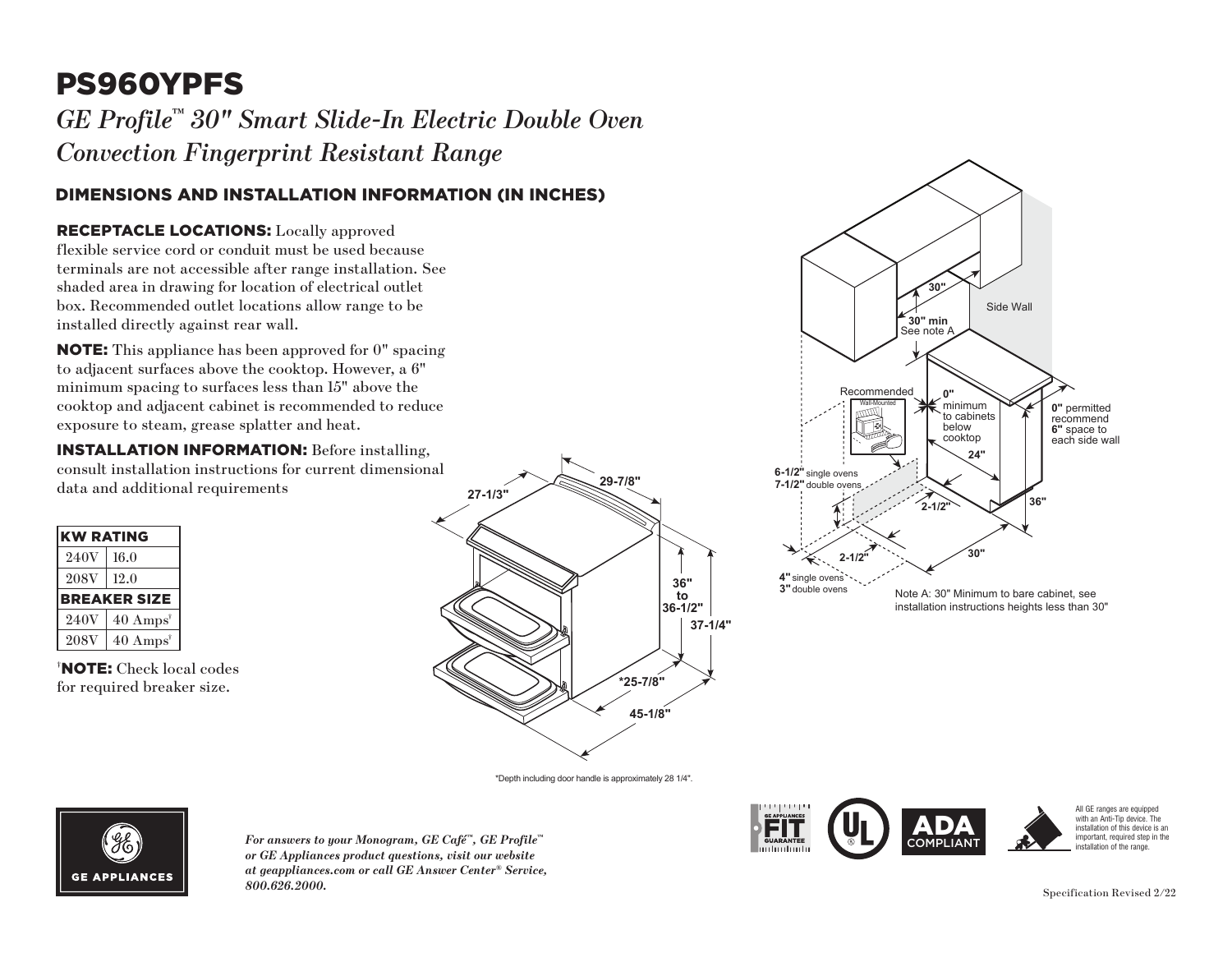# PS960YPFS

*GE Profile™ 30" Smart Slide-In Electric Double Oven Convection Fingerprint Resistant Range*

## DIMENSIONS AND INSTALLATION INFORMATION (IN INCHES)

**RECEPTACLE LOCATIONS:** Locally approved flexible service cord or conduit must be used because terminals are not accessible after range installation. See shaded area in drawing for location of electrical outlet box. Recommended outlet locations allow range to be installed directly against rear wall.

**NOTE:** This appliance has been approved for 0" spacing to adjacent surfaces above the cooktop. However, a 6" minimum spacing to surfaces less than 15" above the cooktop and adjacent cabinet is recommended to reduce exposure to steam, grease splatter and heat.

**INSTALLATION INFORMATION:** Before installing, consult installation instructions for current dimensional data and additional requirements

| KW RATING | |
|---|---|
| 240V | 16.0 |
| 208V | 12.0 |
| **BREAKER SIZE** | |
| 240V | 40 Amps† |
| 208V | 40 Amps† |

†**NOTE:** Check local codes for required breaker size.

27-1/3"
29-7/8"
36" to 36-1/2"
37-1/4"
*25-7/8"
45-1/8"

*Depth including door handle is approximately 28 1/4".

30"
30" min
See note A
Side Wall
Recommended
Wall-Mounted
0" minimum to cabinets below cooktop
0" permitted recommend 6" space to each side wall
24"
6-1/2" single ovens
7-1/2" double ovens
2-1/2"
36"
2-1/2"
30"
4" single ovens
3" double ovens

Note A: 30" Minimum to bare cabinet, see installation instructions heights less than 30"

*For answers to your Monogram, GE Café™, GE Profile™ or GE Appliances product questions, visit our website at geappliances.com or call GE Answer Center® Service, 800.626.2000.*

All GE ranges are equipped with an Anti-Tip device. The installation of this device is an important, required step in the installation of the range.

Specification Revised 2/22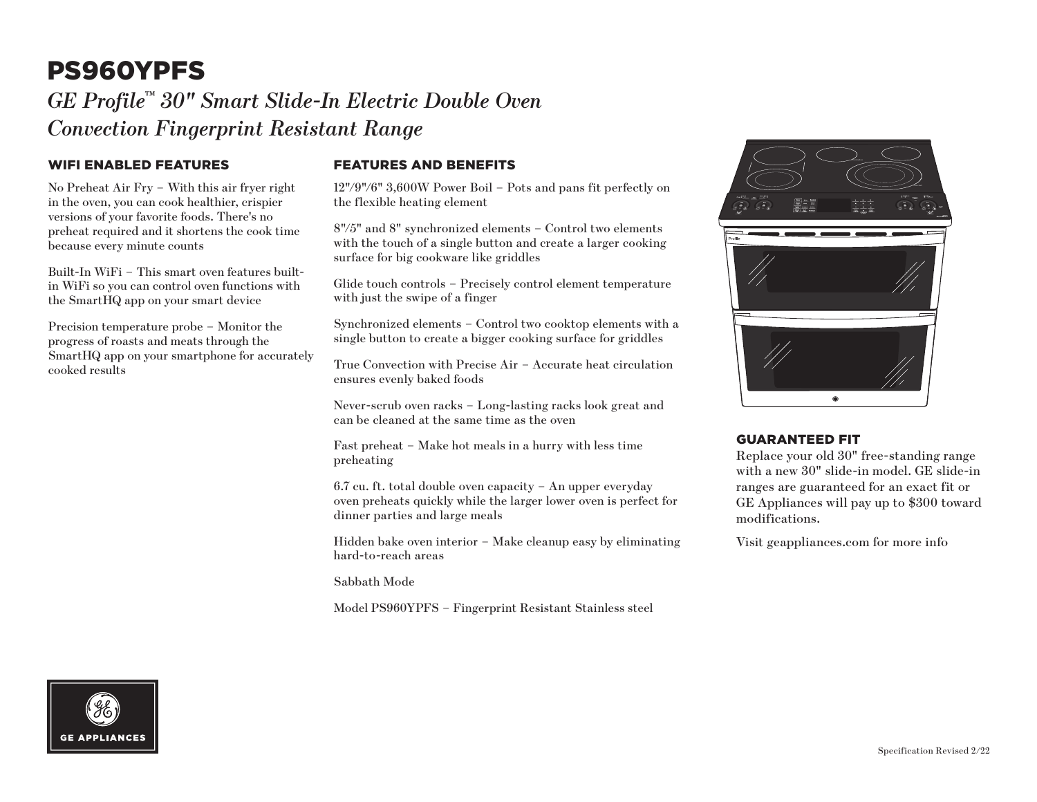# PS960YPFS

*GE Profile™ 30" Smart Slide-In Electric Double Oven Convection Fingerprint Resistant Range*

## WIFI ENABLED FEATURES

No Preheat Air Fry – With this air fryer right in the oven, you can cook healthier, crispier versions of your favorite foods. There's no preheat required and it shortens the cook time because every minute counts

Built-In WiFi – This smart oven features built-in WiFi so you can control oven functions with the SmartHQ app on your smart device

Precision temperature probe – Monitor the progress of roasts and meats through the SmartHQ app on your smartphone for accurately cooked results

## FEATURES AND BENEFITS

12"/9"/6" 3,600W Power Boil – Pots and pans fit perfectly on the flexible heating element

8"/5" and 8" synchronized elements – Control two elements with the touch of a single button and create a larger cooking surface for big cookware like griddles

Glide touch controls – Precisely control element temperature with just the swipe of a finger

Synchronized elements – Control two cooktop elements with a single button to create a bigger cooking surface for griddles

True Convection with Precise Air – Accurate heat circulation ensures evenly baked foods

Never-scrub oven racks – Long-lasting racks look great and can be cleaned at the same time as the oven

Fast preheat – Make hot meals in a hurry with less time preheating

6.7 cu. ft. total double oven capacity – An upper everyday oven preheats quickly while the larger lower oven is perfect for dinner parties and large meals

Hidden bake oven interior – Make cleanup easy by eliminating hard-to-reach areas

Sabbath Mode

Model PS960YPFS – Fingerprint Resistant Stainless steel

## GUARANTEED FIT

Replace your old 30" free-standing range with a new 30" slide-in model. GE slide-in ranges are guaranteed for an exact fit or GE Appliances will pay up to $300 toward modifications.

Visit geappliances.com for more info

GE APPLIANCES

Specification Revised 2/22